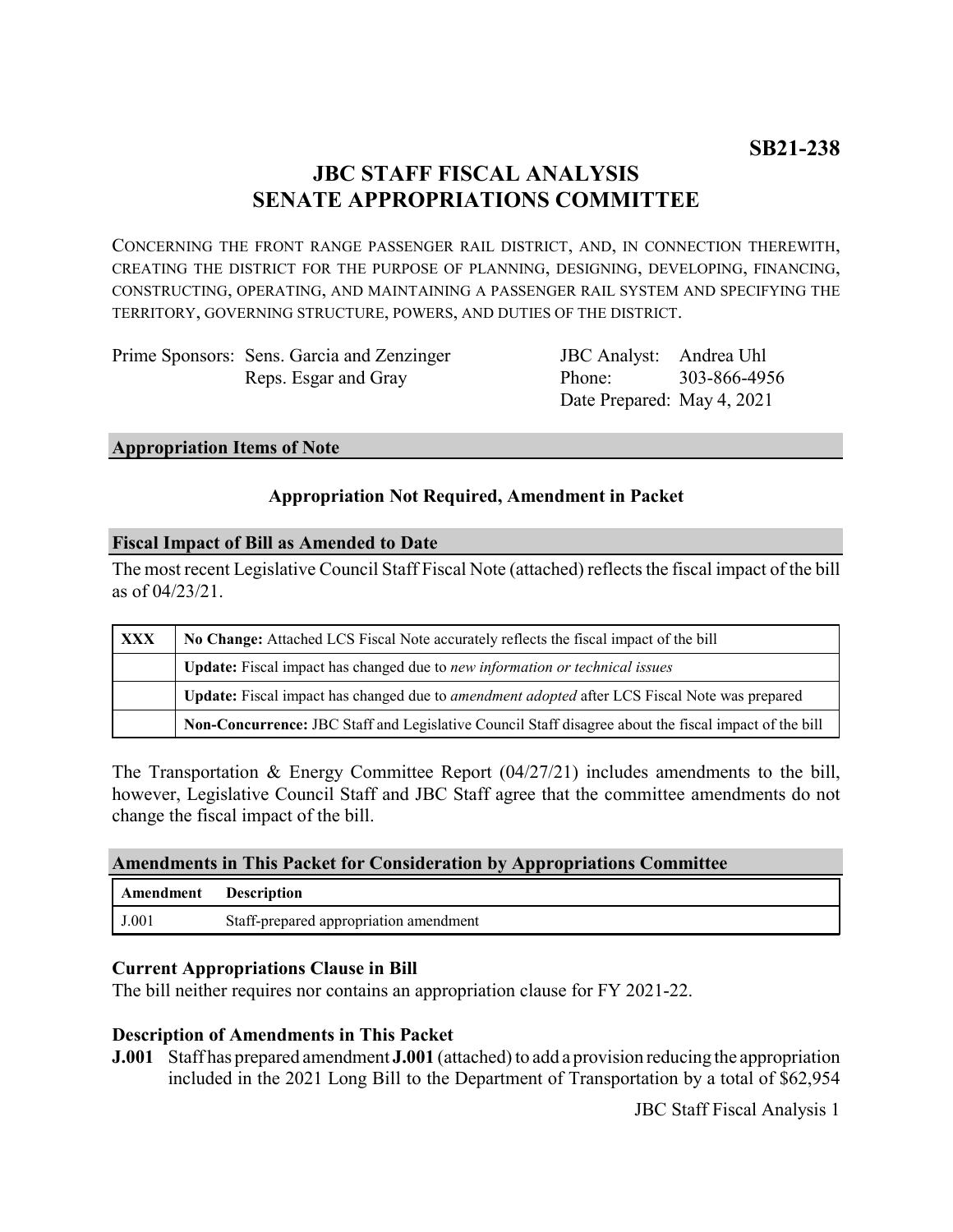**SB21-238**

# JBC STAFF FISCAL ANALYSIS
# SENATE APPROPRIATIONS COMMITTEE

CONCERNING THE FRONT RANGE PASSENGER RAIL DISTRICT, AND, IN CONNECTION THEREWITH, CREATING THE DISTRICT FOR THE PURPOSE OF PLANNING, DESIGNING, DEVELOPING, FINANCING, CONSTRUCTING, OPERATING, AND MAINTAINING A PASSENGER RAIL SYSTEM AND SPECIFYING THE TERRITORY, GOVERNING STRUCTURE, POWERS, AND DUTIES OF THE DISTRICT.

Prime Sponsors: Sens. Garcia and Zenzinger
Reps. Esgar and Gray

JBC Analyst: Andrea Uhl
Phone: 303-866-4956
Date Prepared: May 4, 2021

## Appropriation Items of Note

**Appropriation Not Required, Amendment in Packet**

## Fiscal Impact of Bill as Amended to Date

The most recent Legislative Council Staff Fiscal Note (attached) reflects the fiscal impact of the bill as of 04/23/21.

| | |
|---|---|
| **XXX** | **No Change:** Attached LCS Fiscal Note accurately reflects the fiscal impact of the bill |
| | **Update:** Fiscal impact has changed due to *new information or technical issues* |
| | **Update:** Fiscal impact has changed due to *amendment adopted* after LCS Fiscal Note was prepared |
| | **Non-Concurrence:** JBC Staff and Legislative Council Staff disagree about the fiscal impact of the bill |

The Transportation & Energy Committee Report (04/27/21) includes amendments to the bill, however, Legislative Council Staff and JBC Staff agree that the committee amendments do not change the fiscal impact of the bill.

## Amendments in This Packet for Consideration by Appropriations Committee

| Amendment | Description |
|---|---|
| J.001 | Staff-prepared appropriation amendment |

### Current Appropriations Clause in Bill

The bill neither requires nor contains an appropriation clause for FY 2021-22.

### Description of Amendments in This Packet

**J.001** Staff has prepared amendment **J.001** (attached) to add a provision reducing the appropriation included in the 2021 Long Bill to the Department of Transportation by a total of $62,954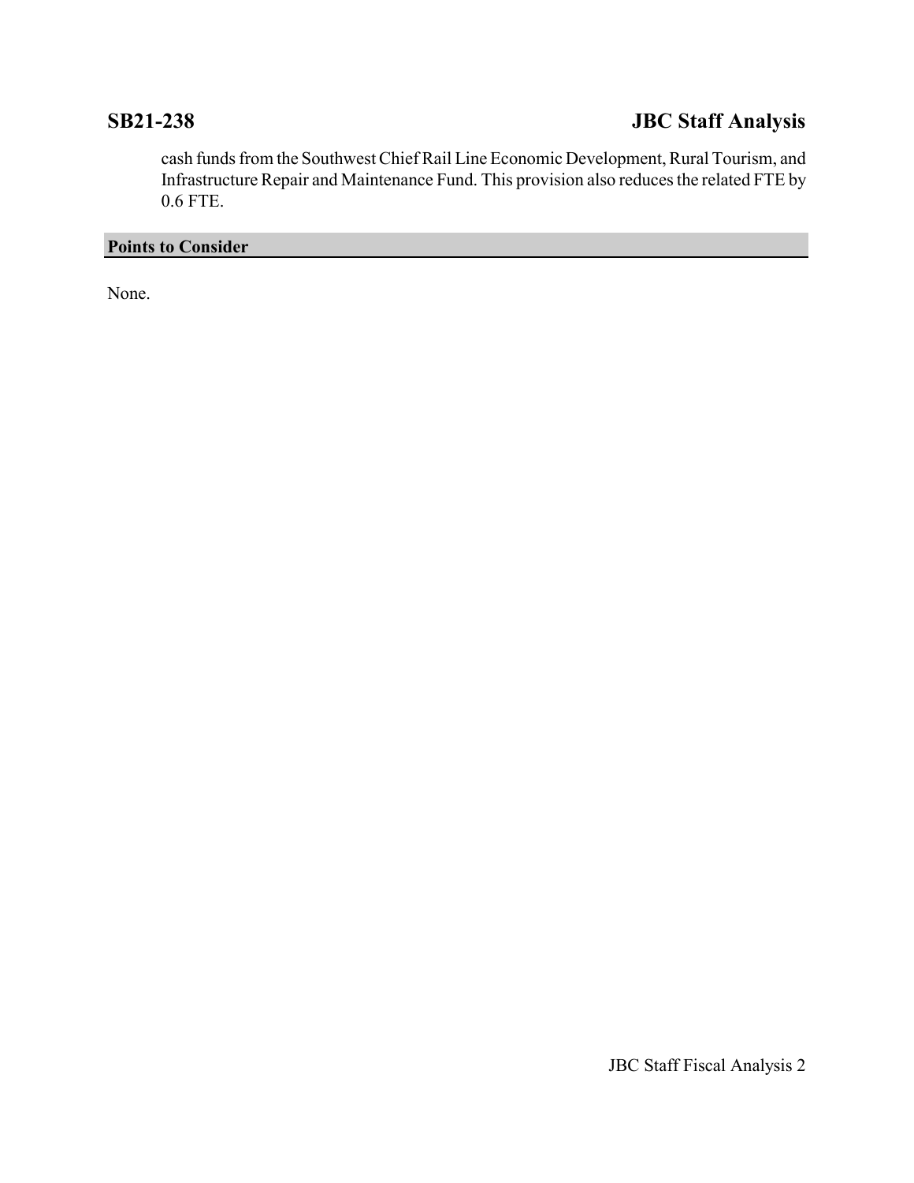cash funds from the Southwest Chief Rail Line Economic Development, Rural Tourism, and Infrastructure Repair and Maintenance Fund. This provision also reduces the related FTE by 0.6 FTE.

## Points to Consider

None.